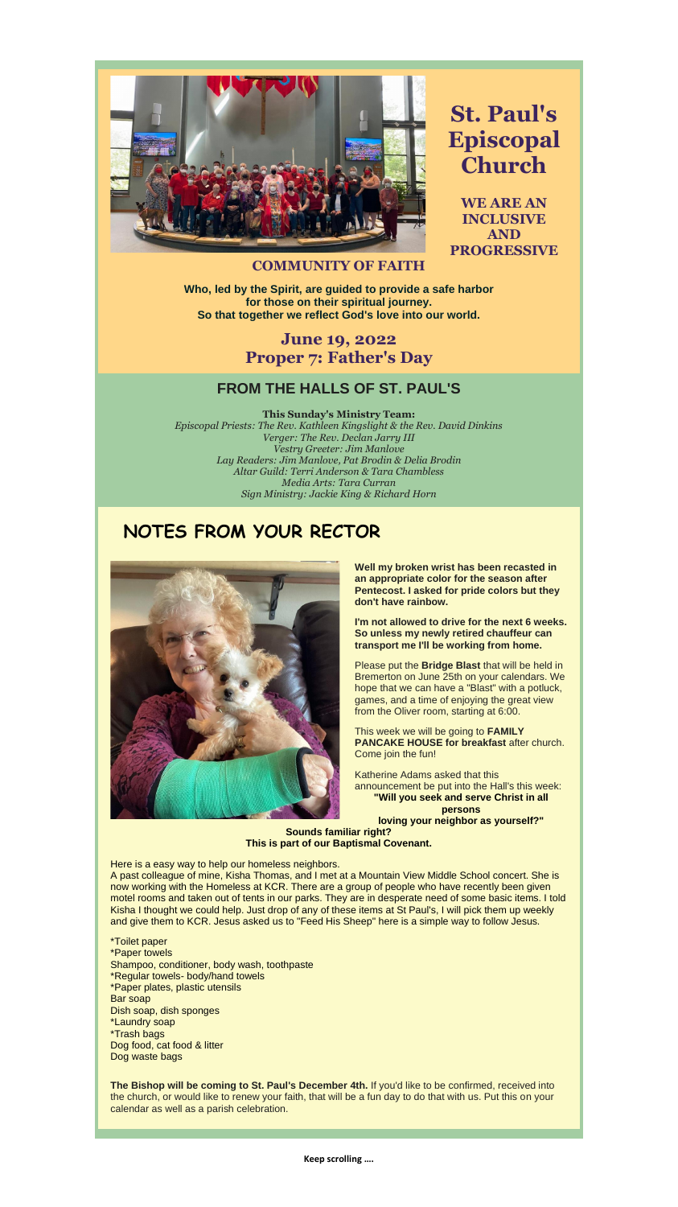# St. Paul's Episcopal Church

**WE ARE AN INCLUSIVE AND PROGRESSIVE COMMUNITY OF FAITH**

**Who, led by the Spirit, are guided to provide a safe harbor for those on their spiritual journey.**
**So that together we reflect God's love into our world.**

## June 19, 2022
## Proper 7: Father's Day

## FROM THE HALLS OF ST. PAUL'S

**This Sunday's Ministry Team:**
*Episcopal Priests: The Rev. Kathleen Kingslight & the Rev. David Dinkins*
*Verger: The Rev. Declan Jarry III*
*Vestry Greeter: Jim Manlove*
*Lay Readers: Jim Manlove, Pat Brodin & Delia Brodin*
*Altar Guild: Terri Anderson & Tara Chambless*
*Media Arts: Tara Curran*
*Sign Ministry: Jackie King & Richard Horn*

## NOTES FROM YOUR RECTOR

**Well my broken wrist has been recasted in an appropriate color for the season after Pentecost. I asked for pride colors but they don't have rainbow.**

**I'm not allowed to drive for the next 6 weeks. So unless my newly retired chauffeur can transport me I'll be working from home.**

Please put the **Bridge Blast** that will be held in Bremerton on June 25th on your calendars. We hope that we can have a "Blast" with a potluck, games, and a time of enjoying the great view from the Oliver room, starting at 6:00.

This week we will be going to **FAMILY PANCAKE HOUSE for breakfast** after church. Come join the fun!

Katherine Adams asked that this announcement be put into the Hall's this week:
**"Will you seek and serve Christ in all persons loving your neighbor as yourself?"**
**Sounds familiar right?**
**This is part of our Baptismal Covenant.**

Here is a easy way to help our homeless neighbors.
A past colleague of mine, Kisha Thomas, and I met at a Mountain View Middle School concert. She is now working with the Homeless at KCR. There are a group of people who have recently been given motel rooms and taken out of tents in our parks. They are in desperate need of some basic items. I told Kisha I thought we could help. Just drop of any of these items at St Paul's, I will pick them up weekly and give them to KCR. Jesus asked us to "Feed His Sheep" here is a simple way to follow Jesus.

*Toilet paper
*Paper towels
Shampoo, conditioner, body wash, toothpaste
*Regular towels- body/hand towels
*Paper plates, plastic utensils
Bar soap
Dish soap, dish sponges
*Laundry soap
*Trash bags
Dog food, cat food & litter
Dog waste bags

**The Bishop will be coming to St. Paul's December 4th.** If you'd like to be confirmed, received into the church, or would like to renew your faith, that will be a fun day to do that with us. Put this on your calendar as well as a parish celebration.

**Keep scrolling ….**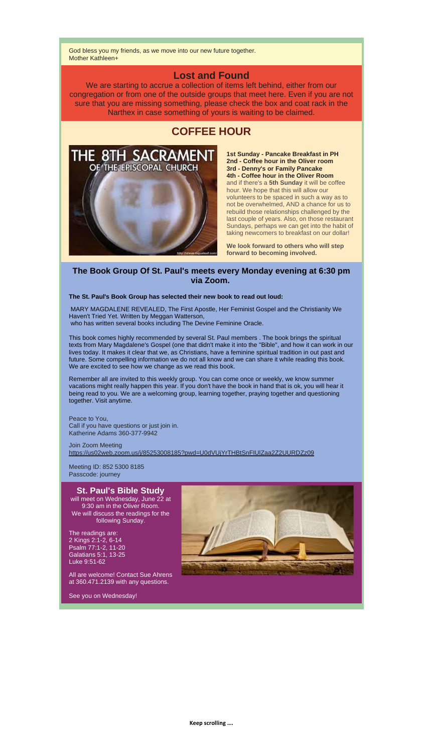God bless you my friends, as we move into our new future together.
Mother Kathleen+

## Lost and Found

We are starting to accrue a collection of items left behind, either from our congregation or from one of the outside groups that meet here. Even if you are not sure that you are missing something, please check the box and coat rack in the Narthex in case something of yours is waiting to be claimed.

## COFFEE HOUR

THE 8TH SACRAMENT OF THE EPISCOPAL CHURCH

**1st Sunday - Pancake Breakfast in PH**
**2nd - Coffee hour in the Oliver room**
**3rd - Denny's or Family Pancake**
**4th - Coffee hour in the Oliver Room**
and if there's a **5th Sunday** it will be coffee hour. We hope that this will allow our volunteers to be spaced in such a way as to not be overwhelmed, AND a chance for us to rebuild those relationships challenged by the last couple of years. Also, on those restaurant Sundays, perhaps we can get into the habit of taking newcomers to breakfast on our dollar!

**We look forward to others who will step forward to becoming involved.**

### The Book Group Of St. Paul's meets every Monday evening at 6:30 pm via Zoom.

**The St. Paul's Book Group has selected their new book to read out loud:**

MARY MAGDALENE REVEALED, The First Apostle, Her Feminist Gospel and the Christianity We Haven't Tried Yet. Written by Meggan Watterson,
who has written several books including The Devine Feminine Oracle.

This book comes highly recommended by several St. Paul members . The book brings the spiritual texts from Mary Magdalene's Gospel (one that didn't make it into the "Bible", and how it can work in our lives today. It makes it clear that we, as Christians, have a feminine spiritual tradition in out past and future. Some compelling information we do not all know and we can share it while reading this book. We are excited to see how we change as we read this book.

Remember all are invited to this weekly group. You can come once or weekly, we know summer vacations might really happen this year. If you don't have the book in hand that is ok, you will hear it being read to you. We are a welcoming group, learning together, praying together and questioning together. Visit anytime.

Peace to You,
Call if you have questions or just join in.
Katherine Adams 360-377-9942

Join Zoom Meeting
https://us02web.zoom.us/j/85253008185?pwd=U0dVUjYrTHBtSnFIUlZaa2Z2UURDZz09

Meeting ID: 852 5300 8185
Passcode: journey

### St. Paul's Bible Study

will meet on Wednesday, June 22 at 9:30 am in the Oliver Room.
We will discuss the readings for the following Sunday.

The readings are:
2 Kings 2:1-2, 6-14
Psalm 77:1-2, 11-20
Galatians 5:1, 13-25
Luke 9:51-62

All are welcome! Contact Sue Ahrens at 360.471.2139 with any questions.

See you on Wednesday!

**Keep scrolling ….**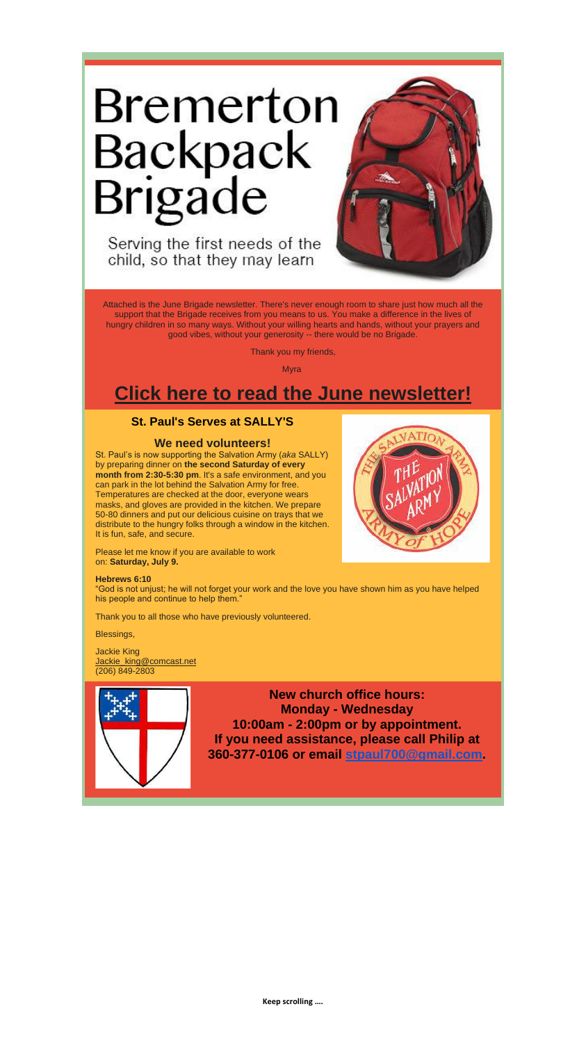# Bremerton Backpack Brigade

Serving the first needs of the child, so that they may learn

Attached is the June Brigade newsletter. There's never enough room to share just how much all the support that the Brigade receives from you means to us. You make a difference in the lives of hungry children in so many ways. Without your willing hearts and hands, without your prayers and good vibes, without your generosity -- there would be no Brigade.

Thank you my friends,

Myra

## Click here to read the June newsletter!

### St. Paul's Serves at SALLY'S

### We need volunteers!

St. Paul's is now supporting the Salvation Army (*aka* SALLY) by preparing dinner on **the second Saturday of every month from 2:30-5:30 pm**. It's a safe environment, and you can park in the lot behind the Salvation Army for free. Temperatures are checked at the door, everyone wears masks, and gloves are provided in the kitchen. We prepare 50-80 dinners and put our delicious cuisine on trays that we distribute to the hungry folks through a window in the kitchen. It is fun, safe, and secure.

Please let me know if you are available to work on: **Saturday, July 9.**

**Hebrews 6:10**
"God is not unjust; he will not forget your work and the love you have shown him as you have helped his people and continue to help them."

Thank you to all those who have previously volunteered.

Blessings,

Jackie King
Jackie_king@comcast.net
(206) 849-2803

**New church office hours:**
**Monday - Wednesday**
**10:00am - 2:00pm or by appointment.**
**If you need assistance, please call Philip at 360-377-0106 or email stpaul700@gmail.com.**

**Keep scrolling ….**